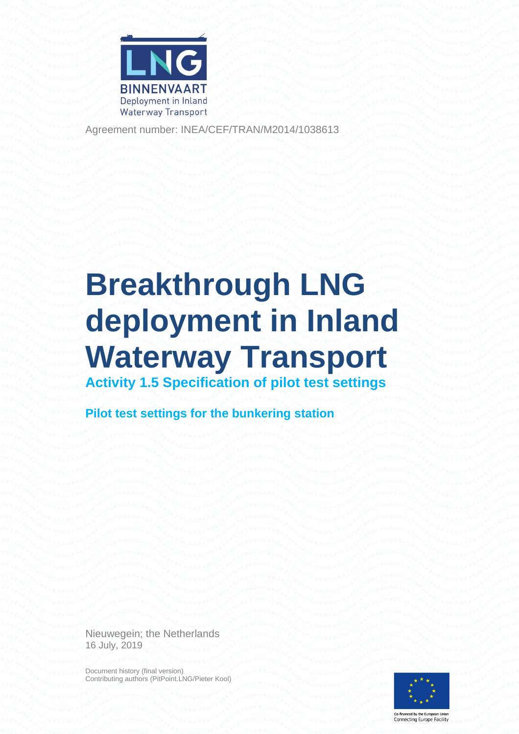LNG BINNENVAART
Deployment in Inland Waterway Transport

Agreement number: INEA/CEF/TRAN/M2014/1038613

# Breakthrough LNG deployment in Inland Waterway Transport

## Activity 1.5 Specification of pilot test settings

### Pilot test settings for the bunkering station

Nieuwegein; the Netherlands
16 July, 2019

Document history (final version)
Contributing authors (PitPoint.LNG/Pieter Kool)

Co-financed by the European Union
Connecting Europe Facility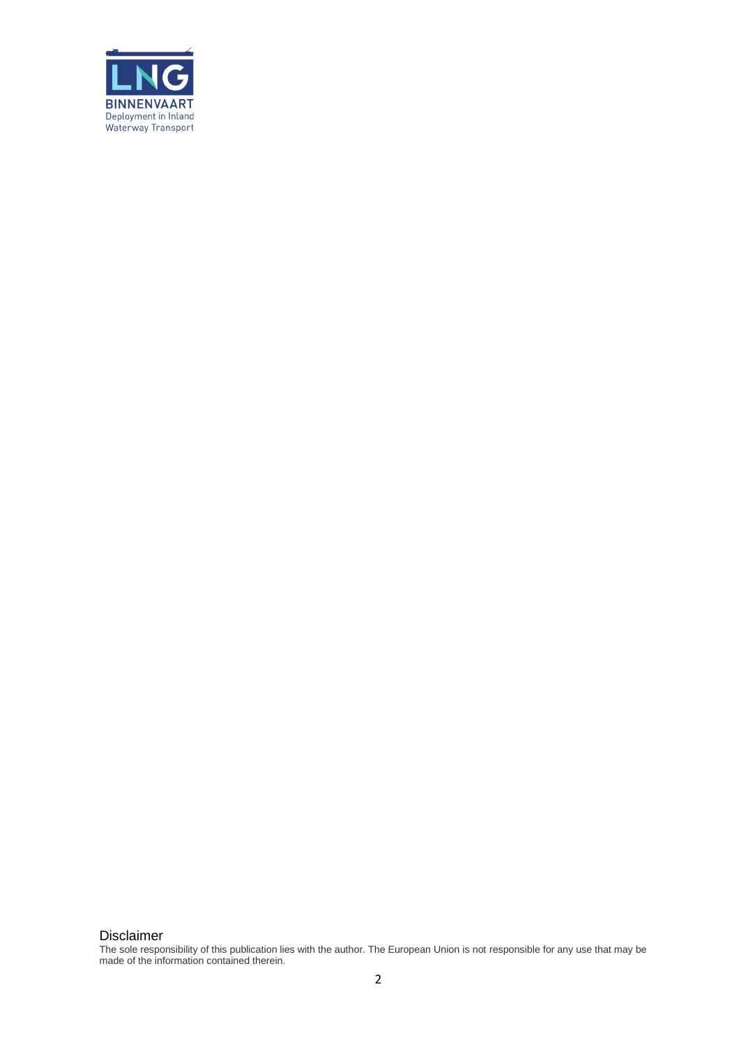LNG BINNENVAART
Deployment in Inland Waterway Transport

Disclaimer

The sole responsibility of this publication lies with the author. The European Union is not responsible for any use that may be made of the information contained therein.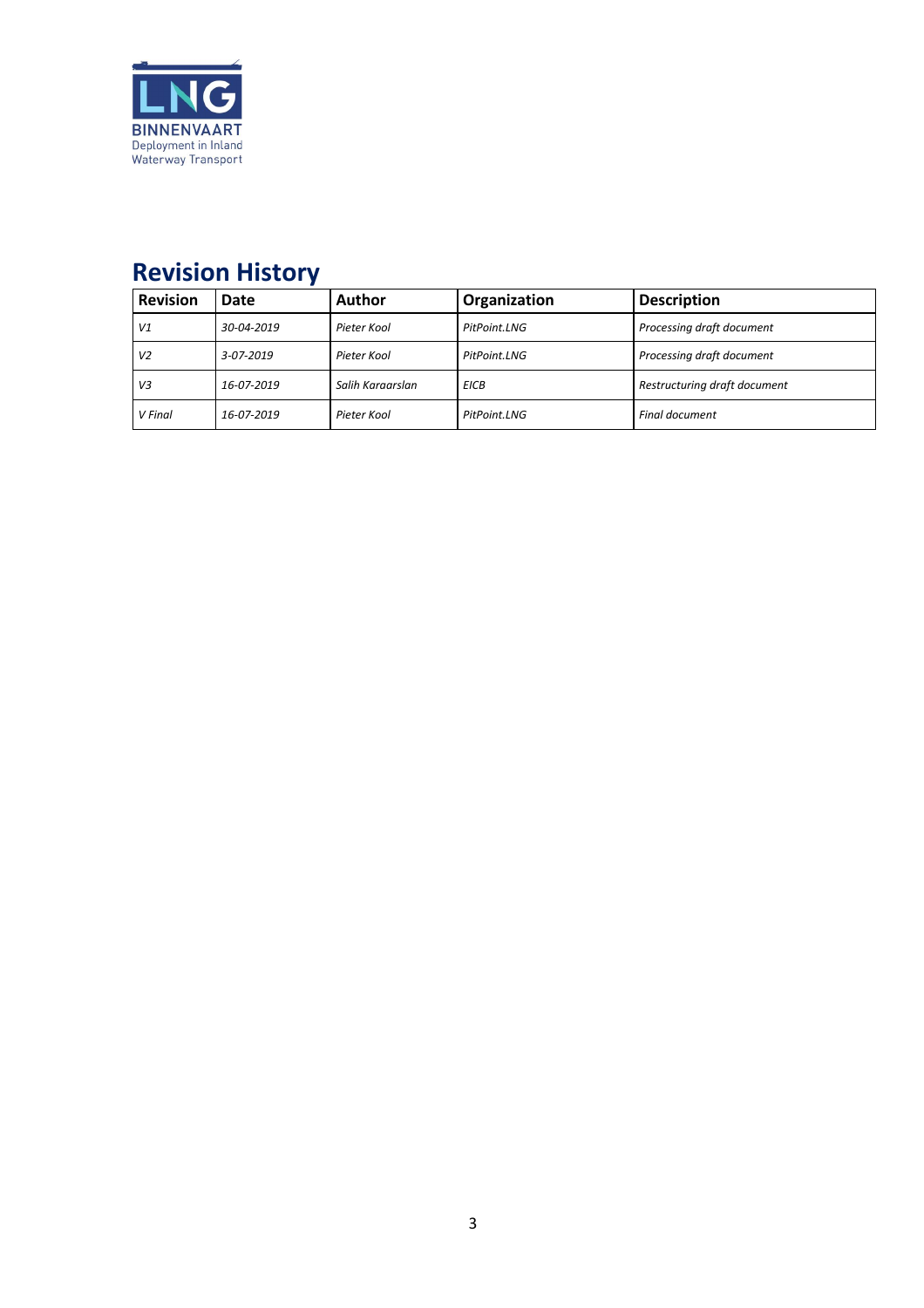## Revision History

| Revision | Date | Author | Organization | Description |
|---|---|---|---|---|
| *V1* | *30-04-2019* | *Pieter Kool* | *PitPoint.LNG* | *Processing draft document* |
| *V2* | *3-07-2019* | *Pieter Kool* | *PitPoint.LNG* | *Processing draft document* |
| *V3* | *16-07-2019* | *Salih Karaarslan* | *EICB* | *Restructuring draft document* |
| *V Final* | *16-07-2019* | *Pieter Kool* | *PitPoint.LNG* | *Final document* |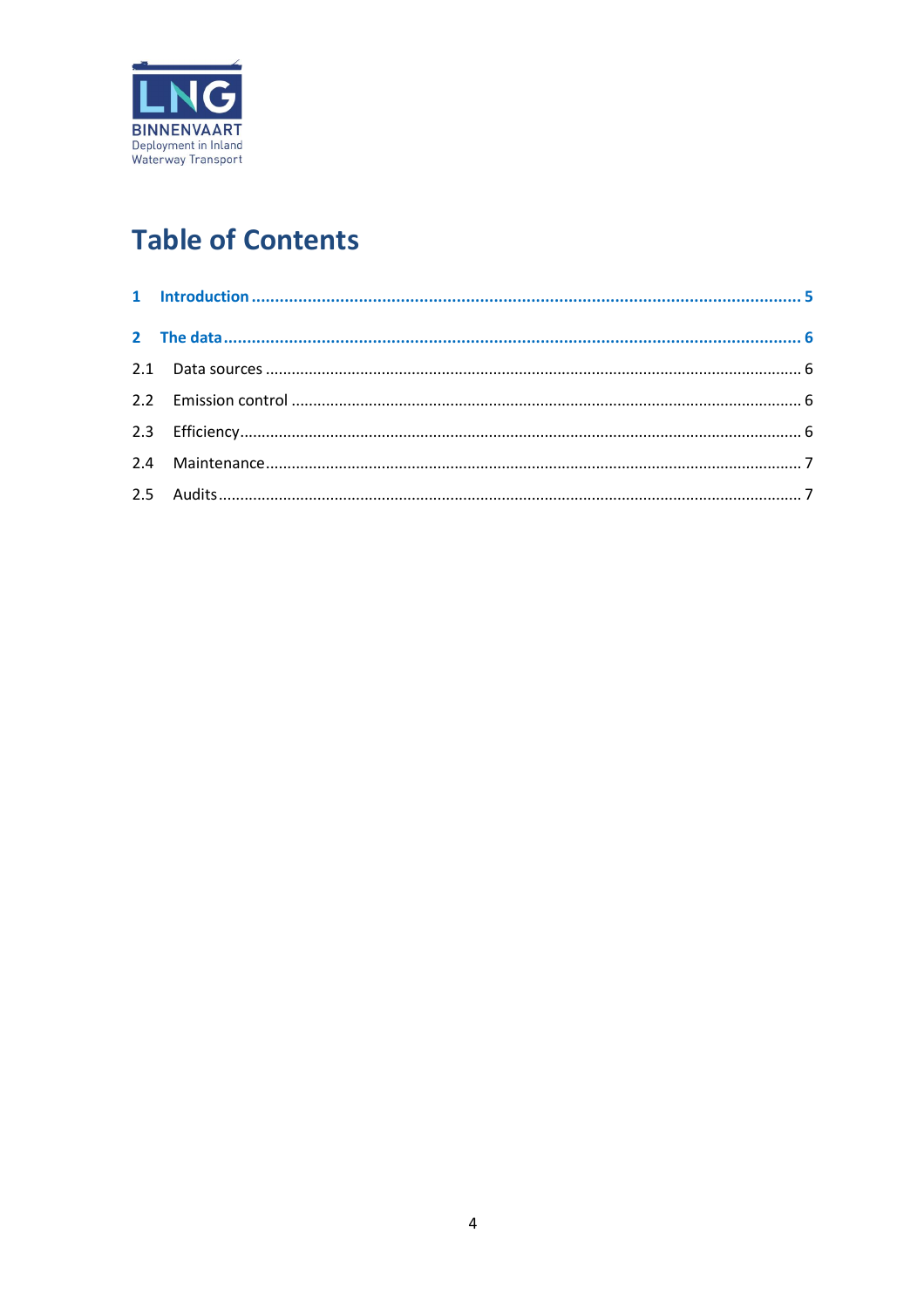LNG BINNENVAART
Deployment in Inland Waterway Transport

# Table of Contents

**1 Introduction ........................................................ 5**

**2 The data ........................................................ 6**

2.1 Data sources ........................................................ 6

2.2 Emission control ........................................................ 6

2.3 Efficiency ........................................................ 6

2.4 Maintenance ........................................................ 7

2.5 Audits ........................................................ 7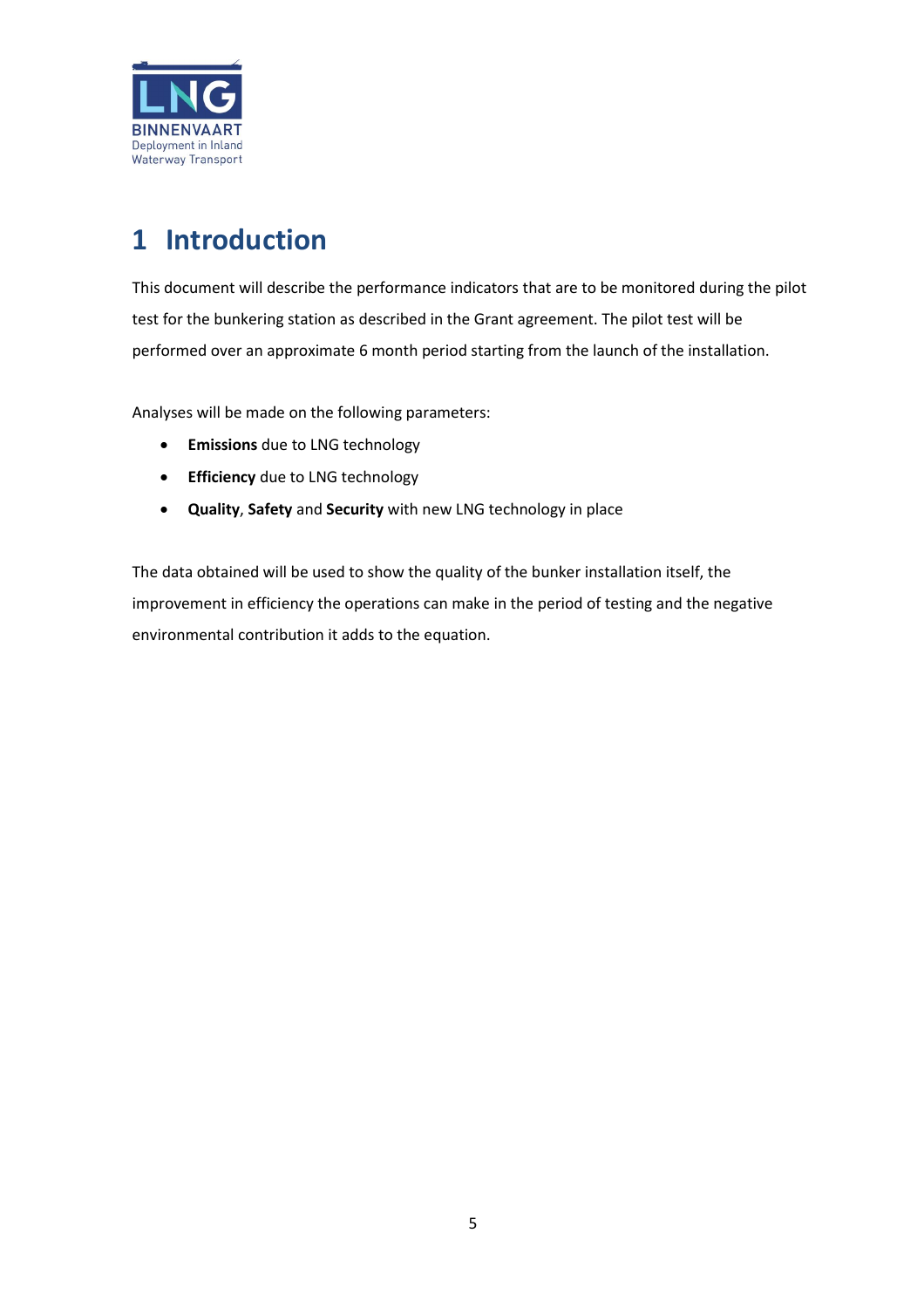# 1 Introduction

This document will describe the performance indicators that are to be monitored during the pilot test for the bunkering station as described in the Grant agreement. The pilot test will be performed over an approximate 6 month period starting from the launch of the installation.

Analyses will be made on the following parameters:

- **Emissions** due to LNG technology
- **Efficiency** due to LNG technology
- **Quality**, **Safety** and **Security** with new LNG technology in place

The data obtained will be used to show the quality of the bunker installation itself, the improvement in efficiency the operations can make in the period of testing and the negative environmental contribution it adds to the equation.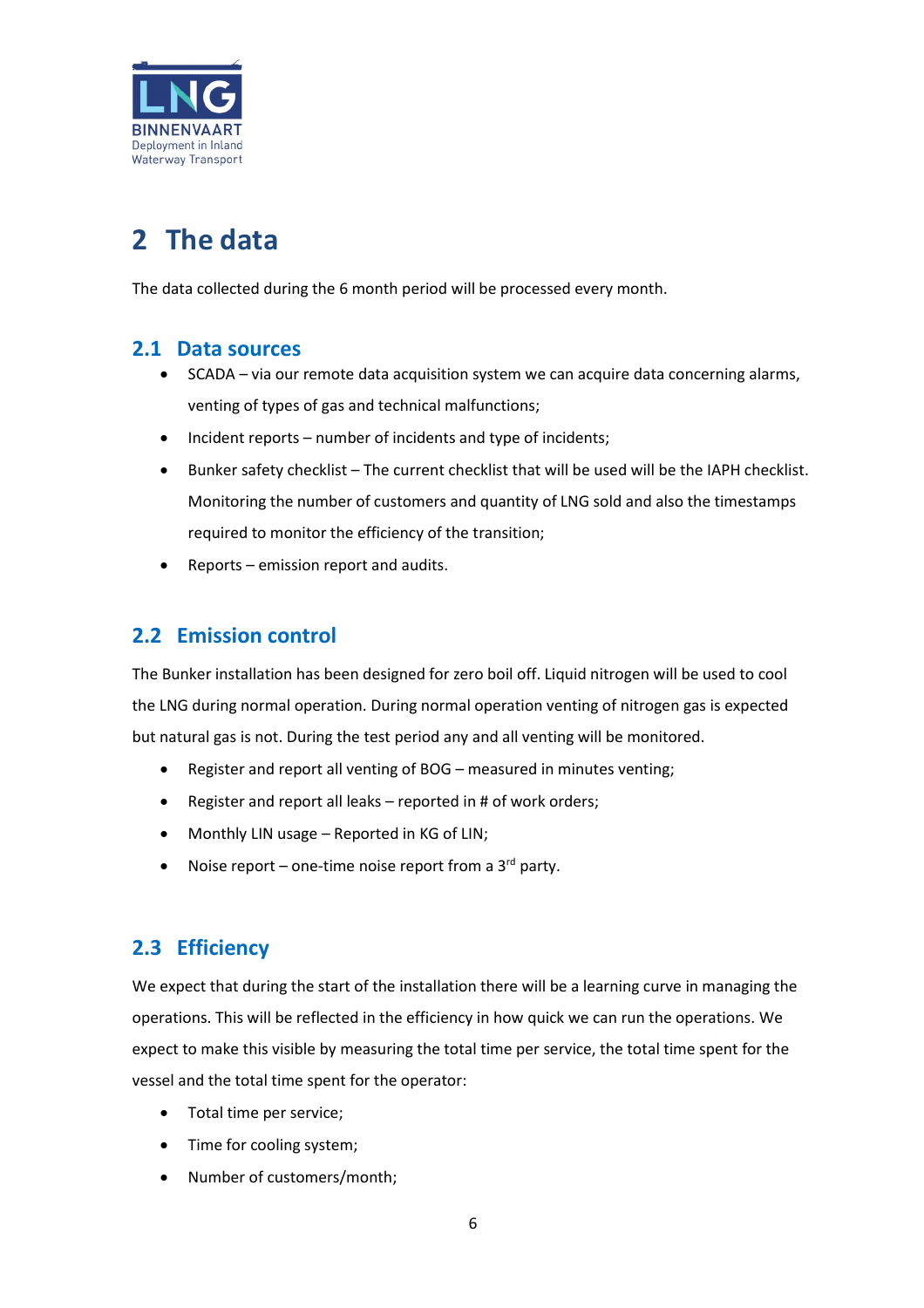# 2 The data

The data collected during the 6 month period will be processed every month.

## 2.1 Data sources

- SCADA – via our remote data acquisition system we can acquire data concerning alarms, venting of types of gas and technical malfunctions;
- Incident reports – number of incidents and type of incidents;
- Bunker safety checklist – The current checklist that will be used will be the IAPH checklist. Monitoring the number of customers and quantity of LNG sold and also the timestamps required to monitor the efficiency of the transition;
- Reports – emission report and audits.

## 2.2 Emission control

The Bunker installation has been designed for zero boil off. Liquid nitrogen will be used to cool the LNG during normal operation. During normal operation venting of nitrogen gas is expected but natural gas is not. During the test period any and all venting will be monitored.

- Register and report all venting of BOG – measured in minutes venting;
- Register and report all leaks – reported in # of work orders;
- Monthly LIN usage – Reported in KG of LIN;
- Noise report – one-time noise report from a 3rd party.

## 2.3 Efficiency

We expect that during the start of the installation there will be a learning curve in managing the operations. This will be reflected in the efficiency in how quick we can run the operations. We expect to make this visible by measuring the total time per service, the total time spent for the vessel and the total time spent for the operator:

- Total time per service;
- Time for cooling system;
- Number of customers/month;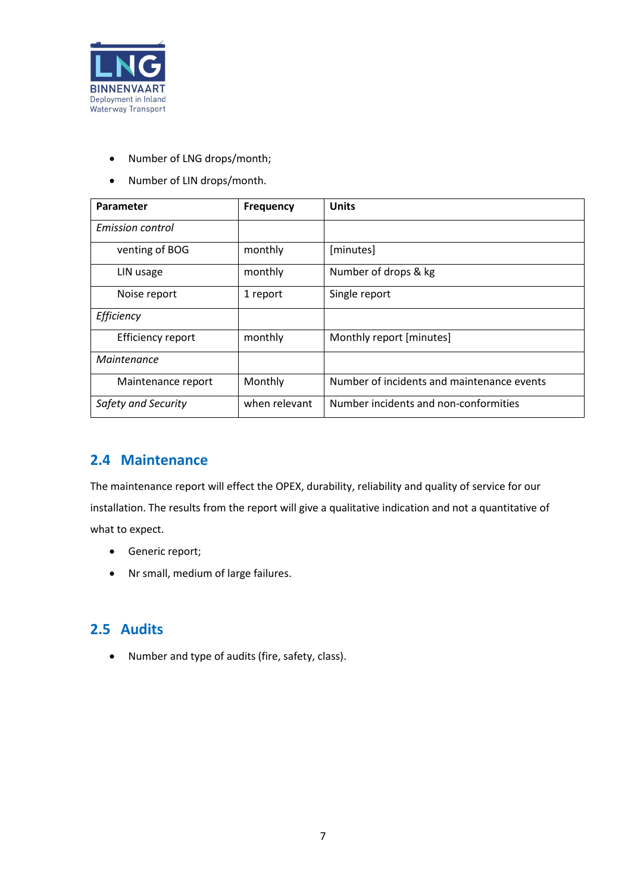- Number of LNG drops/month;
- Number of LIN drops/month.

| Parameter | Frequency | Units |
|---|---|---|
| *Emission control* | | |
| venting of BOG | monthly | [minutes] |
| LIN usage | monthly | Number of drops & kg |
| Noise report | 1 report | Single report |
| *Efficiency* | | |
| Efficiency report | monthly | Monthly report [minutes] |
| *Maintenance* | | |
| Maintenance report | Monthly | Number of incidents and maintenance events |
| *Safety and Security* | when relevant | Number incidents and non-conformities |

## 2.4 Maintenance

The maintenance report will effect the OPEX, durability, reliability and quality of service for our installation. The results from the report will give a qualitative indication and not a quantitative of what to expect.

- Generic report;
- Nr small, medium of large failures.

## 2.5 Audits

- Number and type of audits (fire, safety, class).